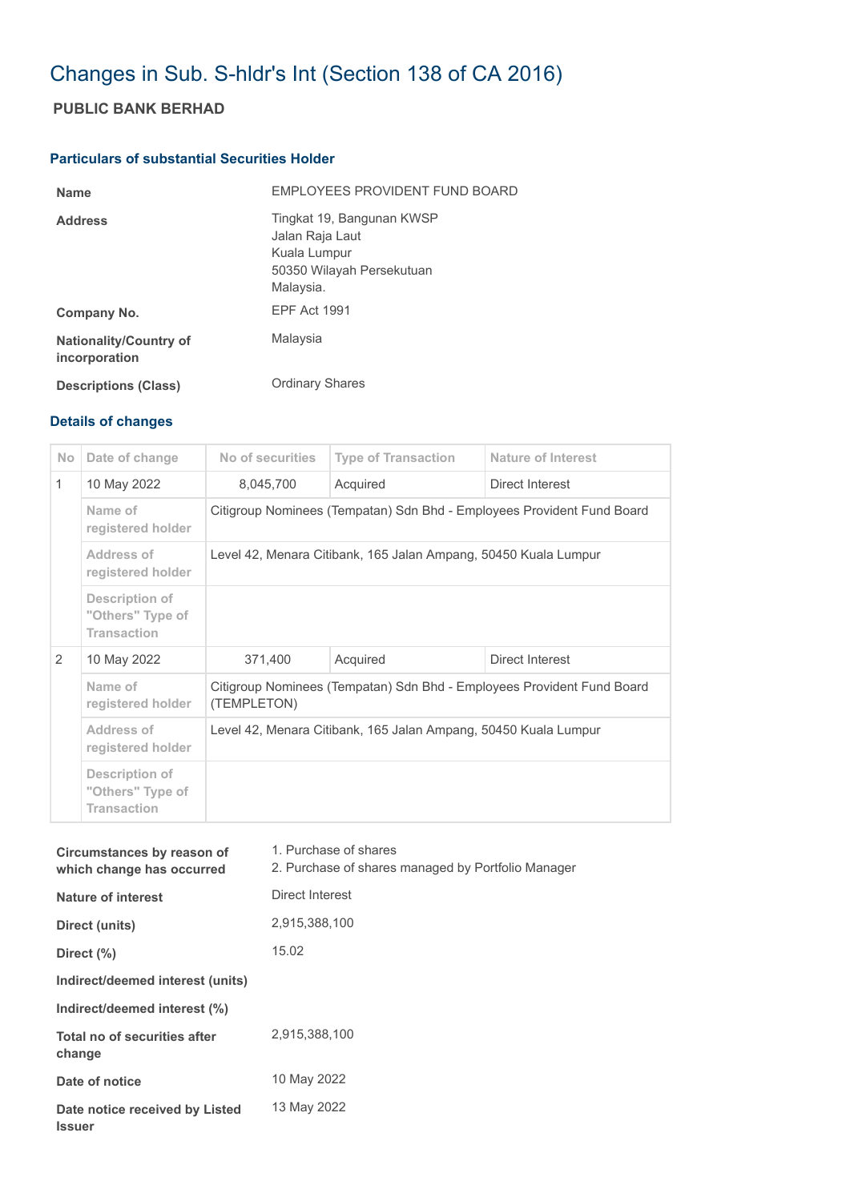# Changes in Sub. S-hldr's Int (Section 138 of CA 2016)

## PUBLIC BANK BERHAD

### Particulars of substantial Securities Holder

| | |
|---|---|
| **Name** | EMPLOYEES PROVIDENT FUND BOARD |
| **Address** | Tingkat 19, Bangunan KWSP<br>Jalan Raja Laut<br>Kuala Lumpur<br>50350 Wilayah Persekutuan<br>Malaysia. |
| **Company No.** | EPF Act 1991 |
| **Nationality/Country of incorporation** | Malaysia |
| **Descriptions (Class)** | Ordinary Shares |

### Details of changes

| No | Date of change | No of securities | Type of Transaction | Nature of Interest |
|---|---|---|---|---|
| 1 | 10 May 2022 | 8,045,700 | Acquired | Direct Interest |
| | Name of registered holder | Citigroup Nominees (Tempatan) Sdn Bhd - Employees Provident Fund Board | | |
| | Address of registered holder | Level 42, Menara Citibank, 165 Jalan Ampang, 50450 Kuala Lumpur | | |
| | Description of "Others" Type of Transaction | | | |
| 2 | 10 May 2022 | 371,400 | Acquired | Direct Interest |
| | Name of registered holder | Citigroup Nominees (Tempatan) Sdn Bhd - Employees Provident Fund Board (TEMPLETON) | | |
| | Address of registered holder | Level 42, Menara Citibank, 165 Jalan Ampang, 50450 Kuala Lumpur | | |
| | Description of "Others" Type of Transaction | | | |

| | |
|---|---|
| **Circumstances by reason of which change has occurred** | 1. Purchase of shares<br>2. Purchase of shares managed by Portfolio Manager |
| **Nature of interest** | Direct Interest |
| **Direct (units)** | 2,915,388,100 |
| **Direct (%)** | 15.02 |
| **Indirect/deemed interest (units)** | |
| **Indirect/deemed interest (%)** | |
| **Total no of securities after change** | 2,915,388,100 |
| **Date of notice** | 10 May 2022 |
| **Date notice received by Listed Issuer** | 13 May 2022 |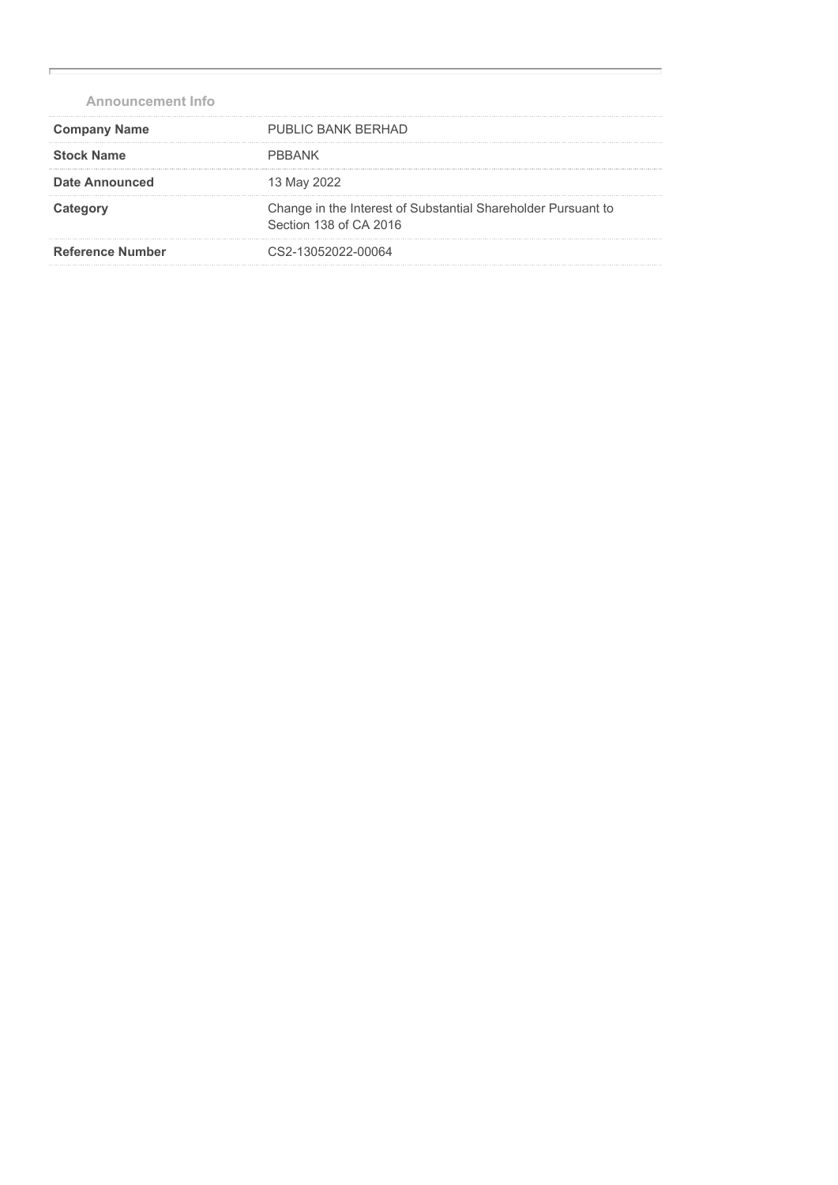### Announcement Info

| | |
|---|---|
| **Company Name** | PUBLIC BANK BERHAD |
| **Stock Name** | PBBANK |
| **Date Announced** | 13 May 2022 |
| **Category** | Change in the Interest of Substantial Shareholder Pursuant to Section 138 of CA 2016 |
| **Reference Number** | CS2-13052022-00064 |